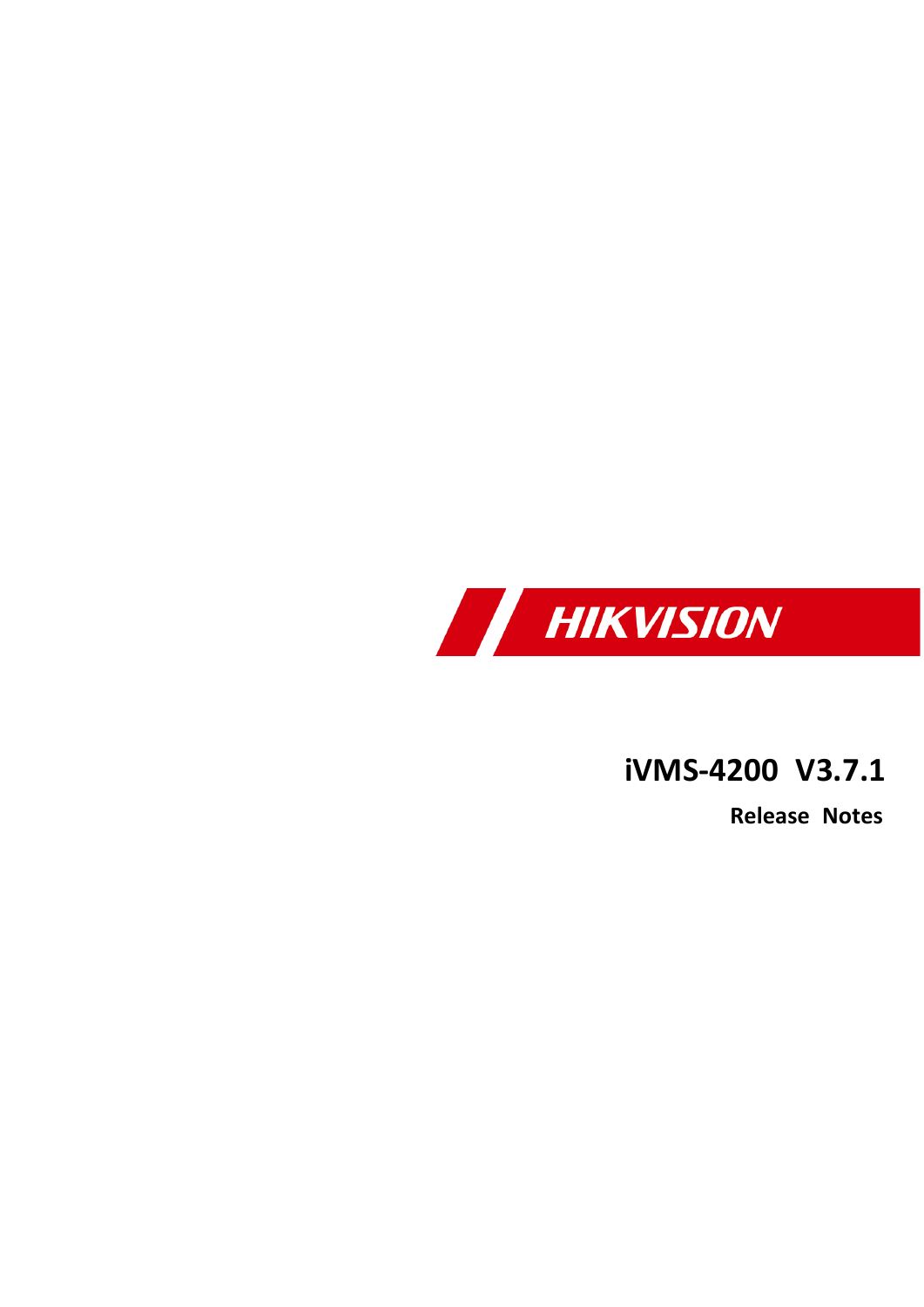HIKVISION

# iVMS-4200 V3.7.1

**Release Notes**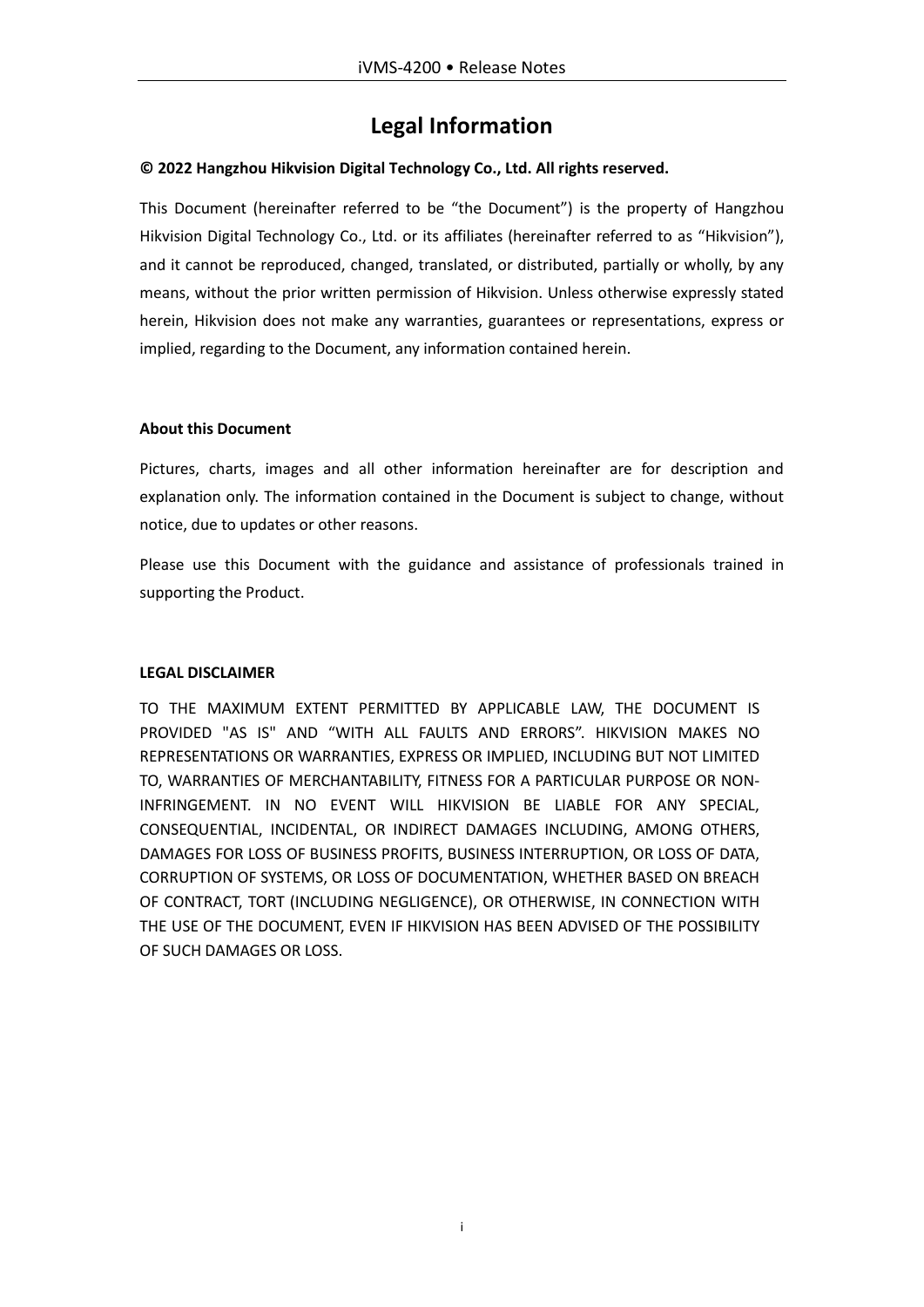# Legal Information

**© 2022 Hangzhou Hikvision Digital Technology Co., Ltd. All rights reserved.**

This Document (hereinafter referred to be "the Document") is the property of Hangzhou Hikvision Digital Technology Co., Ltd. or its affiliates (hereinafter referred to as "Hikvision"), and it cannot be reproduced, changed, translated, or distributed, partially or wholly, by any means, without the prior written permission of Hikvision. Unless otherwise expressly stated herein, Hikvision does not make any warranties, guarantees or representations, express or implied, regarding to the Document, any information contained herein.

**About this Document**

Pictures, charts, images and all other information hereinafter are for description and explanation only. The information contained in the Document is subject to change, without notice, due to updates or other reasons.

Please use this Document with the guidance and assistance of professionals trained in supporting the Product.

**LEGAL DISCLAIMER**

TO THE MAXIMUM EXTENT PERMITTED BY APPLICABLE LAW, THE DOCUMENT IS PROVIDED "AS IS" AND "WITH ALL FAULTS AND ERRORS". HIKVISION MAKES NO REPRESENTATIONS OR WARRANTIES, EXPRESS OR IMPLIED, INCLUDING BUT NOT LIMITED TO, WARRANTIES OF MERCHANTABILITY, FITNESS FOR A PARTICULAR PURPOSE OR NON-INFRINGEMENT. IN NO EVENT WILL HIKVISION BE LIABLE FOR ANY SPECIAL, CONSEQUENTIAL, INCIDENTAL, OR INDIRECT DAMAGES INCLUDING, AMONG OTHERS, DAMAGES FOR LOSS OF BUSINESS PROFITS, BUSINESS INTERRUPTION, OR LOSS OF DATA, CORRUPTION OF SYSTEMS, OR LOSS OF DOCUMENTATION, WHETHER BASED ON BREACH OF CONTRACT, TORT (INCLUDING NEGLIGENCE), OR OTHERWISE, IN CONNECTION WITH THE USE OF THE DOCUMENT, EVEN IF HIKVISION HAS BEEN ADVISED OF THE POSSIBILITY OF SUCH DAMAGES OR LOSS.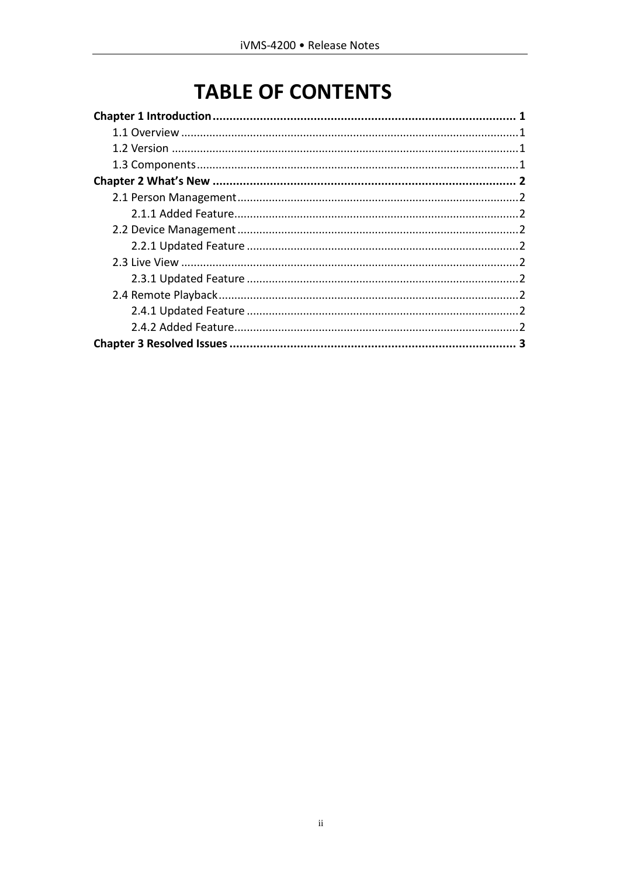# TABLE OF CONTENTS

**Chapter 1 Introduction .......... 1**

- 1.1 Overview .......... 1
- 1.2 Version .......... 1
- 1.3 Components .......... 1

**Chapter 2 What's New .......... 2**

- 2.1 Person Management .......... 2
  - 2.1.1 Added Feature .......... 2
- 2.2 Device Management .......... 2
  - 2.2.1 Updated Feature .......... 2
- 2.3 Live View .......... 2
  - 2.3.1 Updated Feature .......... 2
- 2.4 Remote Playback .......... 2
  - 2.4.1 Updated Feature .......... 2
  - 2.4.2 Added Feature .......... 2

**Chapter 3 Resolved Issues .......... 3**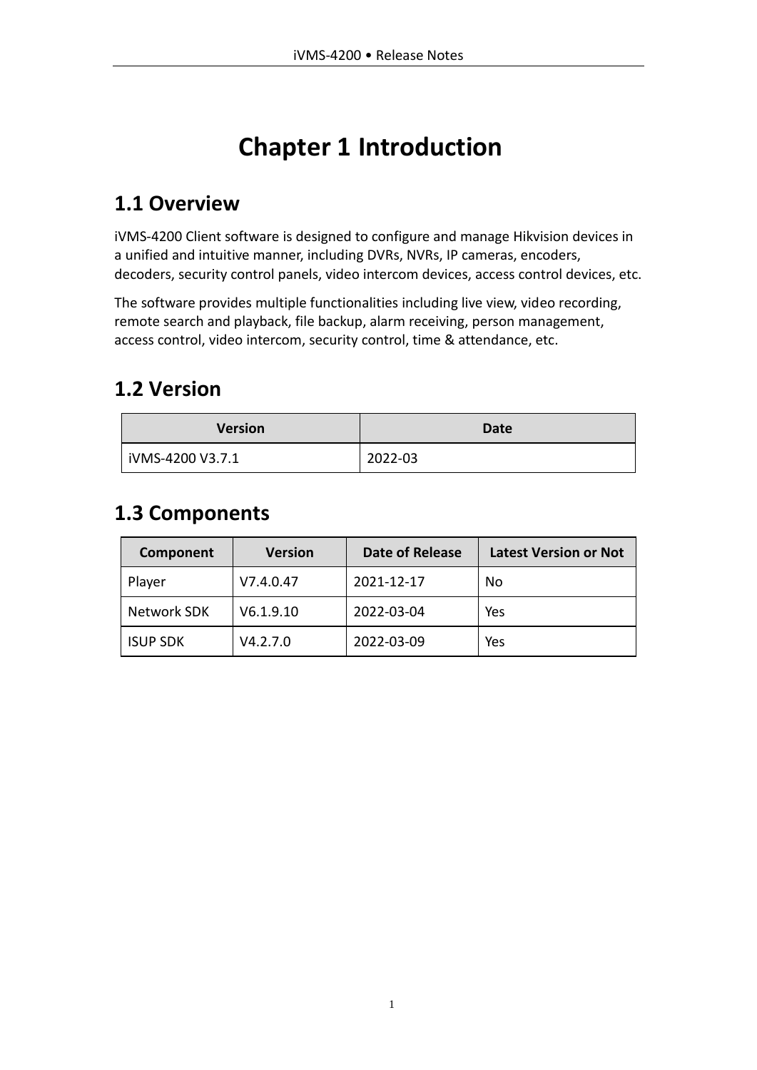# Chapter 1 Introduction

## 1.1 Overview

iVMS-4200 Client software is designed to configure and manage Hikvision devices in a unified and intuitive manner, including DVRs, NVRs, IP cameras, encoders, decoders, security control panels, video intercom devices, access control devices, etc.

The software provides multiple functionalities including live view, video recording, remote search and playback, file backup, alarm receiving, person management, access control, video intercom, security control, time & attendance, etc.

## 1.2 Version

| Version | Date |
|---|---|
| iVMS-4200 V3.7.1 | 2022-03 |

## 1.3 Components

| Component | Version | Date of Release | Latest Version or Not |
|---|---|---|---|
| Player | V7.4.0.47 | 2021-12-17 | No |
| Network SDK | V6.1.9.10 | 2022-03-04 | Yes |
| ISUP SDK | V4.2.7.0 | 2022-03-09 | Yes |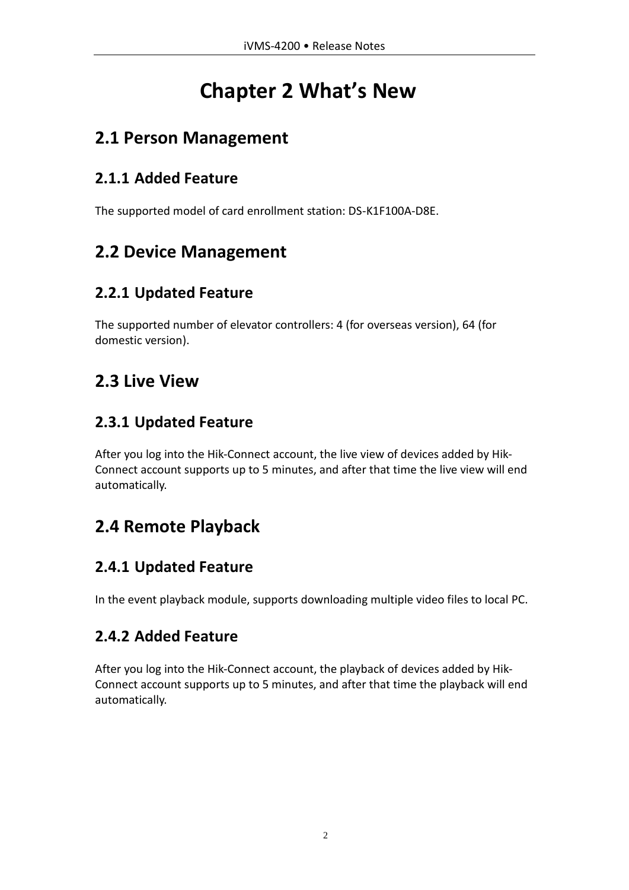# Chapter 2 What's New

## 2.1 Person Management

### 2.1.1 Added Feature

The supported model of card enrollment station: DS-K1F100A-D8E.

## 2.2 Device Management

### 2.2.1 Updated Feature

The supported number of elevator controllers: 4 (for overseas version), 64 (for domestic version).

## 2.3 Live View

### 2.3.1 Updated Feature

After you log into the Hik-Connect account, the live view of devices added by Hik-Connect account supports up to 5 minutes, and after that time the live view will end automatically.

## 2.4 Remote Playback

### 2.4.1 Updated Feature

In the event playback module, supports downloading multiple video files to local PC.

### 2.4.2 Added Feature

After you log into the Hik-Connect account, the playback of devices added by Hik-Connect account supports up to 5 minutes, and after that time the playback will end automatically.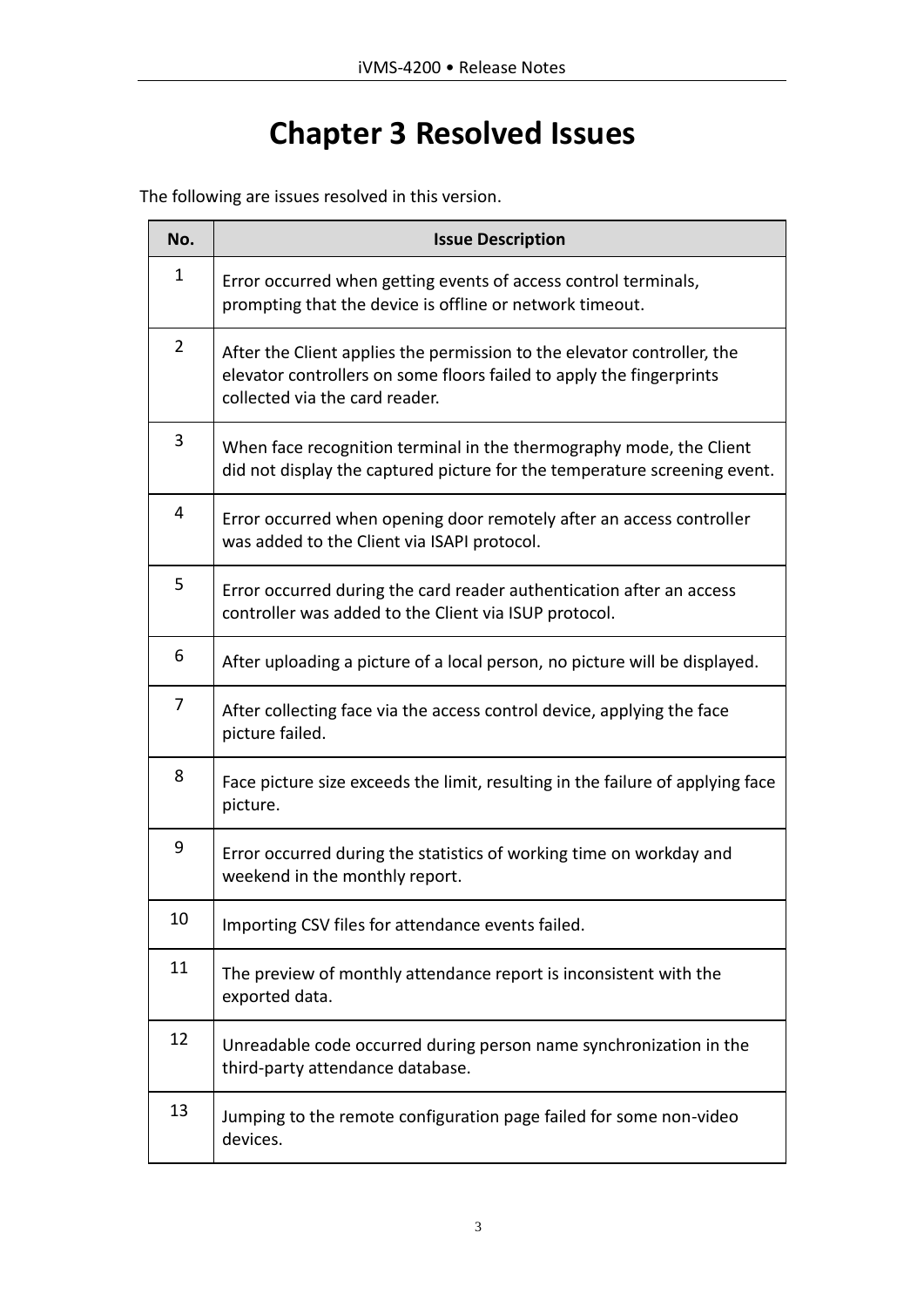# Chapter 3 Resolved Issues

The following are issues resolved in this version.

| No. | Issue Description |
| --- | --- |
| 1 | Error occurred when getting events of access control terminals, prompting that the device is offline or network timeout. |
| 2 | After the Client applies the permission to the elevator controller, the elevator controllers on some floors failed to apply the fingerprints collected via the card reader. |
| 3 | When face recognition terminal in the thermography mode, the Client did not display the captured picture for the temperature screening event. |
| 4 | Error occurred when opening door remotely after an access controller was added to the Client via ISAPI protocol. |
| 5 | Error occurred during the card reader authentication after an access controller was added to the Client via ISUP protocol. |
| 6 | After uploading a picture of a local person, no picture will be displayed. |
| 7 | After collecting face via the access control device, applying the face picture failed. |
| 8 | Face picture size exceeds the limit, resulting in the failure of applying face picture. |
| 9 | Error occurred during the statistics of working time on workday and weekend in the monthly report. |
| 10 | Importing CSV files for attendance events failed. |
| 11 | The preview of monthly attendance report is inconsistent with the exported data. |
| 12 | Unreadable code occurred during person name synchronization in the third-party attendance database. |
| 13 | Jumping to the remote configuration page failed for some non-video devices. |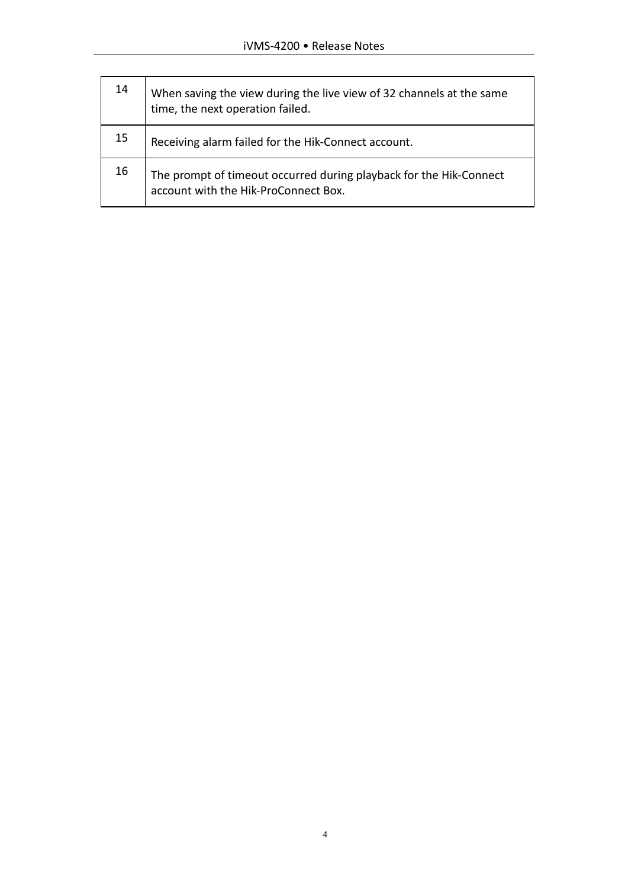| | |
|---|---|
| 14 | When saving the view during the live view of 32 channels at the same time, the next operation failed. |
| 15 | Receiving alarm failed for the Hik-Connect account. |
| 16 | The prompt of timeout occurred during playback for the Hik-Connect account with the Hik-ProConnect Box. |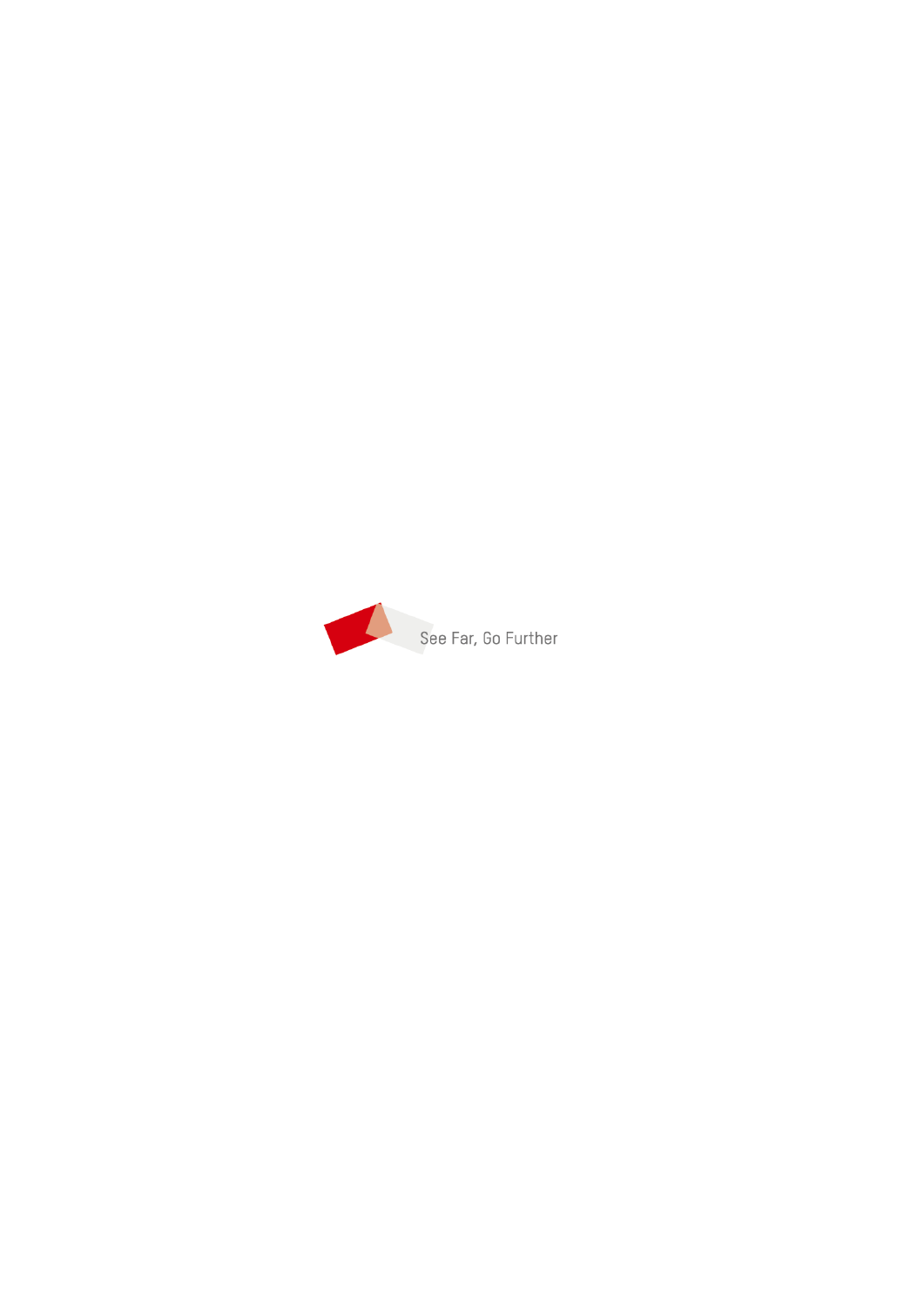See Far, Go Further